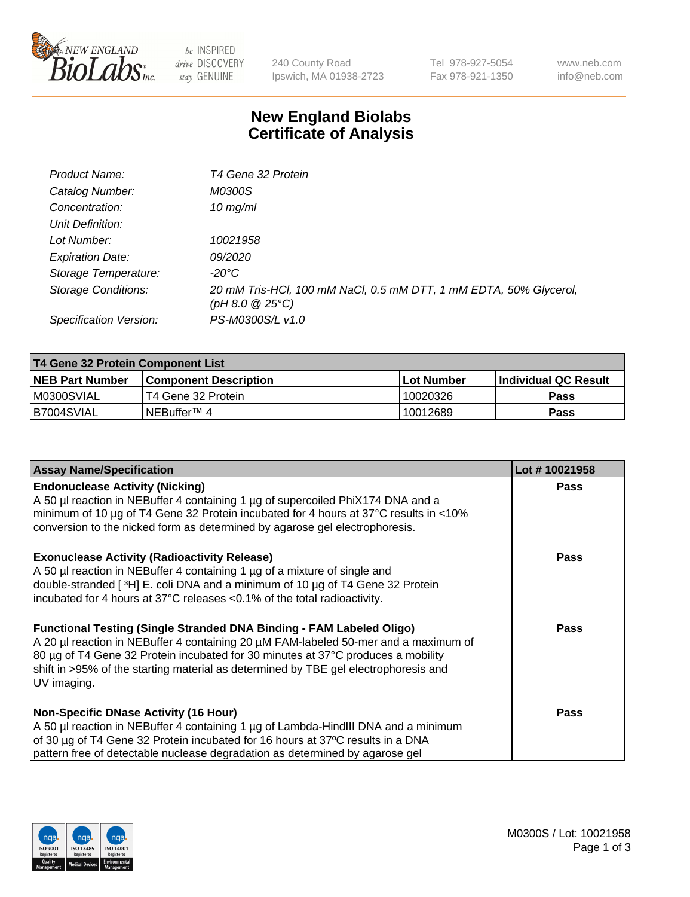# New England Biolabs Certificate of Analysis

| | |
|---|---|
| Product Name: | T4 Gene 32 Protein |
| Catalog Number: | M0300S |
| Concentration: | 10 mg/ml |
| Unit Definition: | |
| Lot Number: | 10021958 |
| Expiration Date: | 09/2020 |
| Storage Temperature: | -20°C |
| Storage Conditions: | 20 mM Tris-HCl, 100 mM NaCl, 0.5 mM DTT, 1 mM EDTA, 50% Glycerol, (pH 8.0 @ 25°C) |
| Specification Version: | PS-M0300S/L v1.0 |

| T4 Gene 32 Protein Component List | | | |
|---|---|---|---|
| **NEB Part Number** | **Component Description** | **Lot Number** | **Individual QC Result** |
| M0300SVIAL | T4 Gene 32 Protein | 10020326 | **Pass** |
| B7004SVIAL | NEBuffer™ 4 | 10012689 | **Pass** |

| Assay Name/Specification | Lot # 10021958 |
|---|---|
| **Endonuclease Activity (Nicking)**<br>A 50 µl reaction in NEBuffer 4 containing 1 µg of supercoiled PhiX174 DNA and a minimum of 10 µg of T4 Gene 32 Protein incubated for 4 hours at 37°C results in <10% conversion to the nicked form as determined by agarose gel electrophoresis. | **Pass** |
| **Exonuclease Activity (Radioactivity Release)**<br>A 50 µl reaction in NEBuffer 4 containing 1 µg of a mixture of single and double-stranded [ $^3$H] E. coli DNA and a minimum of 10 µg of T4 Gene 32 Protein incubated for 4 hours at 37°C releases <0.1% of the total radioactivity. | **Pass** |
| **Functional Testing (Single Stranded DNA Binding - FAM Labeled Oligo)**<br>A 20 µl reaction in NEBuffer 4 containing 20 µM FAM-labeled 50-mer and a maximum of 80 µg of T4 Gene 32 Protein incubated for 30 minutes at 37°C produces a mobility shift in >95% of the starting material as determined by TBE gel electrophoresis and UV imaging. | **Pass** |
| **Non-Specific DNase Activity (16 Hour)**<br>A 50 µl reaction in NEBuffer 4 containing 1 µg of Lambda-HindIII DNA and a minimum of 30 µg of T4 Gene 32 Protein incubated for 16 hours at 37ºC results in a DNA pattern free of detectable nuclease degradation as determined by agarose gel | **Pass** |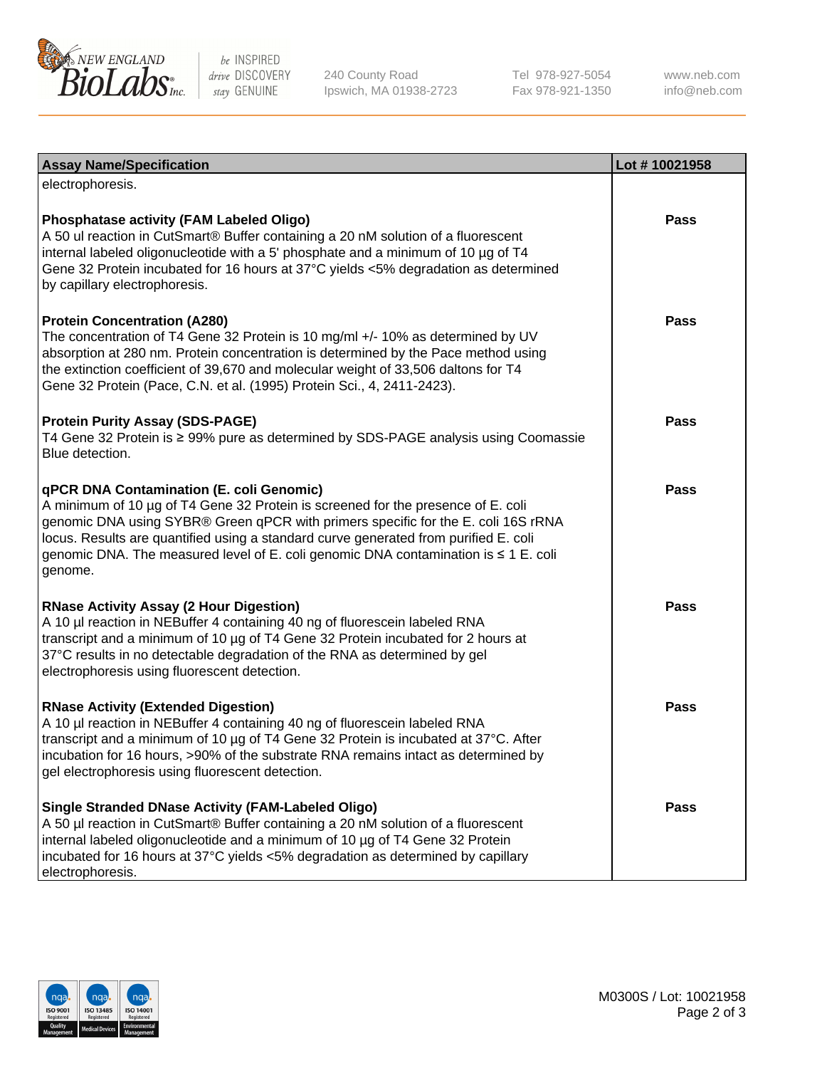| Assay Name/Specification | Lot # 10021958 |
|---|---|
| electrophoresis. | |
| **Phosphatase activity (FAM Labeled Oligo)**<br>A 50 ul reaction in CutSmart® Buffer containing a 20 nM solution of a fluorescent internal labeled oligonucleotide with a 5' phosphate and a minimum of 10 µg of T4 Gene 32 Protein incubated for 16 hours at 37°C yields <5% degradation as determined by capillary electrophoresis. | **Pass** |
| **Protein Concentration (A280)**<br>The concentration of T4 Gene 32 Protein is 10 mg/ml +/- 10% as determined by UV absorption at 280 nm. Protein concentration is determined by the Pace method using the extinction coefficient of 39,670 and molecular weight of 33,506 daltons for T4 Gene 32 Protein (Pace, C.N. et al. (1995) Protein Sci., 4, 2411-2423). | **Pass** |
| **Protein Purity Assay (SDS-PAGE)**<br>T4 Gene 32 Protein is ≥ 99% pure as determined by SDS-PAGE analysis using Coomassie Blue detection. | **Pass** |
| **qPCR DNA Contamination (E. coli Genomic)**<br>A minimum of 10 µg of T4 Gene 32 Protein is screened for the presence of E. coli genomic DNA using SYBR® Green qPCR with primers specific for the E. coli 16S rRNA locus. Results are quantified using a standard curve generated from purified E. coli genomic DNA. The measured level of E. coli genomic DNA contamination is ≤ 1 E. coli genome. | **Pass** |
| **RNase Activity Assay (2 Hour Digestion)**<br>A 10 µl reaction in NEBuffer 4 containing 40 ng of fluorescein labeled RNA transcript and a minimum of 10 µg of T4 Gene 32 Protein incubated for 2 hours at 37°C results in no detectable degradation of the RNA as determined by gel electrophoresis using fluorescent detection. | **Pass** |
| **RNase Activity (Extended Digestion)**<br>A 10 µl reaction in NEBuffer 4 containing 40 ng of fluorescein labeled RNA transcript and a minimum of 10 µg of T4 Gene 32 Protein is incubated at 37°C. After incubation for 16 hours, >90% of the substrate RNA remains intact as determined by gel electrophoresis using fluorescent detection. | **Pass** |
| **Single Stranded DNase Activity (FAM-Labeled Oligo)**<br>A 50 µl reaction in CutSmart® Buffer containing a 20 nM solution of a fluorescent internal labeled oligonucleotide and a minimum of 10 µg of T4 Gene 32 Protein incubated for 16 hours at 37°C yields <5% degradation as determined by capillary electrophoresis. | **Pass** |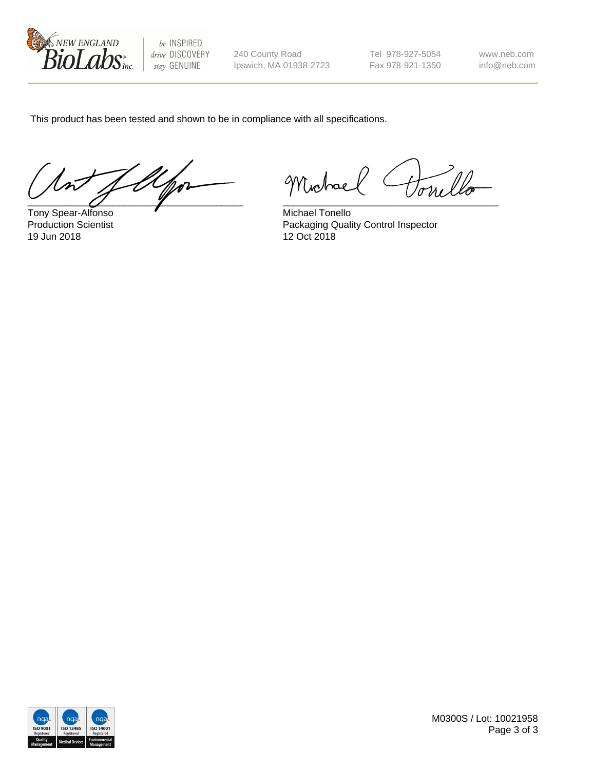This product has been tested and shown to be in compliance with all specifications.

Tony Spear-Alfonso
Production Scientist
19 Jun 2018

Michael Tonello
Packaging Quality Control Inspector
12 Oct 2018

M0300S / Lot: 10021958